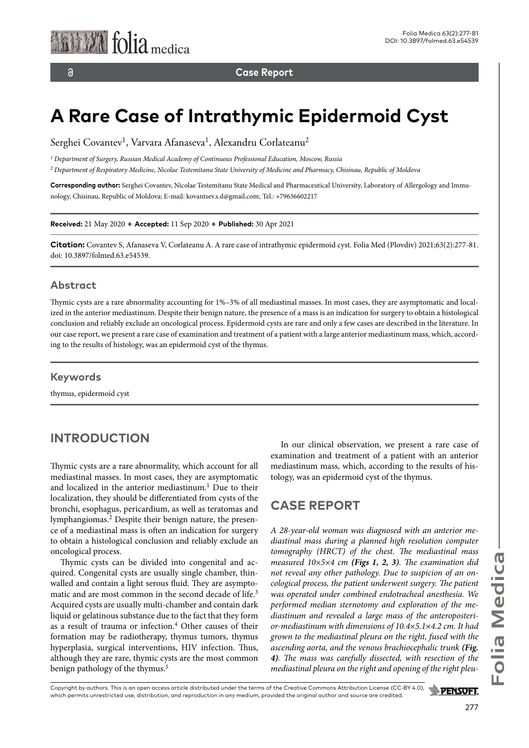Case Report

# A Rare Case of Intrathymic Epidermoid Cyst

Serghei Covantev[1], Varvara Afanaseva[1], Alexandru Corlateanu[2]

*[1] Department of Surgery, Russian Medical Academy of Continuous Professional Education, Moscow, Russia*

*[2] Department of Respiratory Medicine, Nicolae Testemitanu State University of Medicine and Pharmacy, Chisinau, Republic of Moldova*

**Corresponding author:** Serghei Covantev, Nicolae Testemitanu State Medical and Pharmaceutical University, Laboratory of Allergology and Immunology, Chisinau, Republic of Moldova; E-mail: kovantsev.s.d@gmail.com; Tel.: +79636602217

**Received:** 21 May 2020 ♦ **Accepted:** 11 Sep 2020 ♦ **Published:** 30 Apr 2021

**Citation:** Covantev S, Afanaseva V, Corlateanu A. A rare case of intrathymic epidermoid cyst. Folia Med (Plovdiv) 2021;63(2):277-81. doi: 10.3897/folmed.63.e54539.

## Abstract

Thymic cysts are a rare abnormality accounting for 1%–3% of all mediastinal masses. In most cases, they are asymptomatic and localized in the anterior mediastinum. Despite their benign nature, the presence of a mass is an indication for surgery to obtain a histological conclusion and reliably exclude an oncological process. Epidermoid cysts are rare and only a few cases are described in the literature. In our case report, we present a rare case of examination and treatment of a patient with a large anterior mediastinum mass, which, according to the results of histology, was an epidermoid cyst of the thymus.

## Keywords

thymus, epidermoid cyst

## INTRODUCTION

Thymic cysts are a rare abnormality, which account for all mediastinal masses. In most cases, they are asymptomatic and localized in the anterior mediastinum.[1] Due to their localization, they should be differentiated from cysts of the bronchi, esophagus, pericardium, as well as teratomas and lymphangiomas.[2] Despite their benign nature, the presence of a mediastinal mass is often an indication for surgery to obtain a histological conclusion and reliably exclude an oncological process.

Thymic cysts can be divided into congenital and acquired. Congenital cysts are usually single chamber, thin-walled and contain a light serous fluid. They are asymptomatic and are most common in the second decade of life.[3] Acquired cysts are usually multi-chamber and contain dark liquid or gelatinous substance due to the fact that they form as a result of trauma or infection.[4] Other causes of their formation may be radiotherapy, thymus tumors, thymus hyperplasia, surgical interventions, HIV infection. Thus, although they are rare, thymic cysts are the most common benign pathology of the thymus.[5]

In our clinical observation, we present a rare case of examination and treatment of a patient with an anterior mediastinum mass, which, according to the results of histology, was an epidermoid cyst of the thymus.

## CASE REPORT

*A 28-year-old woman was diagnosed with an anterior mediastinal mass during a planned high resolution computer tomography (HRCT) of the chest. The mediastinal mass measured 10×5×4 cm **(Figs 1, 2, 3)**. The examination did not reveal any other pathology. Due to suspicion of an oncological process, the patient underwent surgery. The patient was operated under combined endotracheal anesthesia. We performed median sternotomy and exploration of the mediastinum and revealed a large mass of the anteroposterior-mediastinum with dimensions of 10.4×5.1×4.2 cm. It had grown to the mediastinal pleura on the right, fused with the ascending aorta, and the venous brachiocephalic trunk **(Fig. 4)**. The mass was carefully dissected, with resection of the mediastinal pleura on the right and opening of the right pleu-*

Copyright by authors. This is an open access article distributed under the terms of the Creative Commons Attribution License (CC-BY 4.0), which permits unrestricted use, distribution, and reproduction in any medium, provided the original author and source are credited.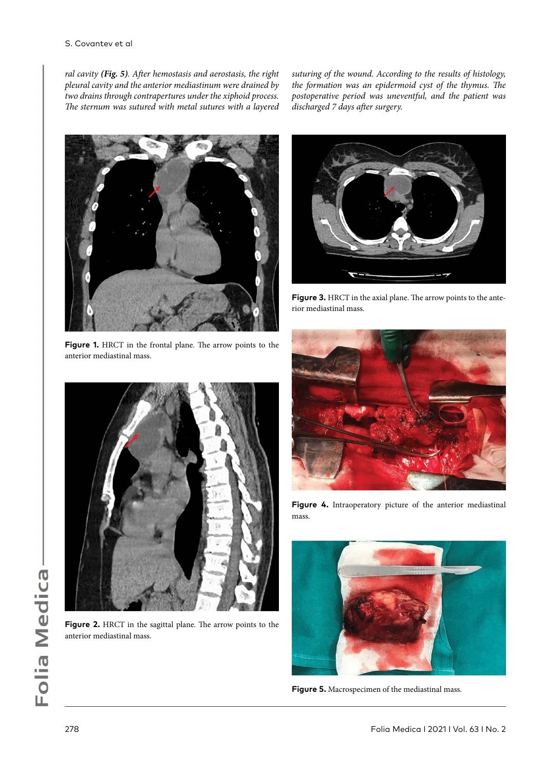*ral cavity (**Fig. 5**). After hemostasis and aerostasis, the right pleural cavity and the anterior mediastinum were drained by two drains through contrapertures under the xiphoid process. The sternum was sutured with metal sutures with a layered suturing of the wound. According to the results of histology, the formation was an epidermoid cyst of the thymus. The postoperative period was uneventful, and the patient was discharged 7 days after surgery.*

**Figure 1.** HRCT in the frontal plane. The arrow points to the anterior mediastinal mass.

**Figure 2.** HRCT in the sagittal plane. The arrow points to the anterior mediastinal mass.

**Figure 3.** HRCT in the axial plane. The arrow points to the anterior mediastinal mass.

**Figure 4.** Intraoperatory picture of the anterior mediastinal mass.

**Figure 5.** Macrospecimen of the mediastinal mass.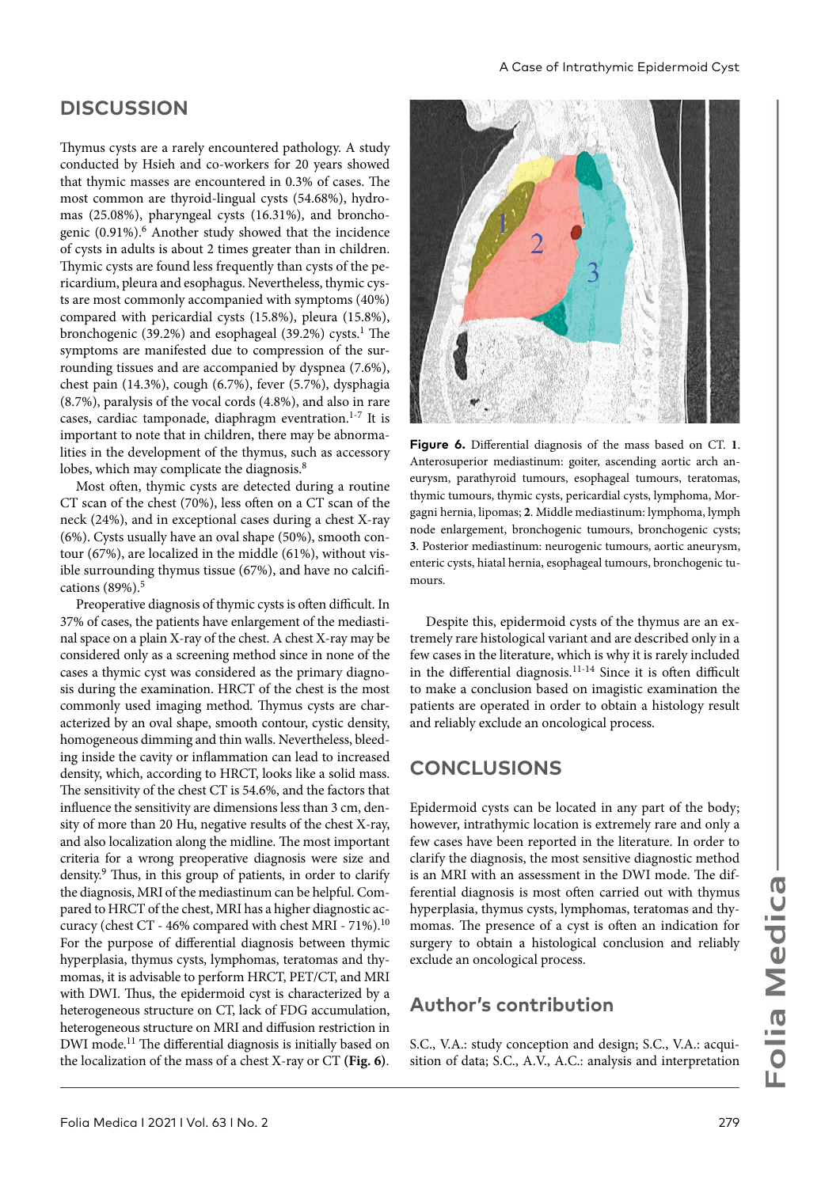## DISCUSSION

Thymus cysts are a rarely encountered pathology. A study conducted by Hsieh and co-workers for 20 years showed that thymic masses are encountered in 0.3% of cases. The most common are thyroid-lingual cysts (54.68%), hydromas (25.08%), pharyngeal cysts (16.31%), and bronchogenic (0.91%).[6] Another study showed that the incidence of cysts in adults is about 2 times greater than in children. Thymic cysts are found less frequently than cysts of the pericardium, pleura and esophagus. Nevertheless, thymic cysts are most commonly accompanied with symptoms (40%) compared with pericardial cysts (15.8%), pleura (15.8%), bronchogenic (39.2%) and esophageal (39.2%) cysts.[1] The symptoms are manifested due to compression of the surrounding tissues and are accompanied by dyspnea (7.6%), chest pain (14.3%), cough (6.7%), fever (5.7%), dysphagia (8.7%), paralysis of the vocal cords (4.8%), and also in rare cases, cardiac tamponade, diaphragm eventration.[1-7] It is important to note that in children, there may be abnormalities in the development of the thymus, such as accessory lobes, which may complicate the diagnosis.[8]

Most often, thymic cysts are detected during a routine CT scan of the chest (70%), less often on a CT scan of the neck (24%), and in exceptional cases during a chest X-ray (6%). Cysts usually have an oval shape (50%), smooth contour (67%), are localized in the middle (61%), without visible surrounding thymus tissue (67%), and have no calcifications (89%).[5]

Preoperative diagnosis of thymic cysts is often difficult. In 37% of cases, the patients have enlargement of the mediastinal space on a plain X-ray of the chest. A chest X-ray may be considered only as a screening method since in none of the cases a thymic cyst was considered as the primary diagnosis during the examination. HRCT of the chest is the most commonly used imaging method. Thymus cysts are characterized by an oval shape, smooth contour, cystic density, homogeneous dimming and thin walls. Nevertheless, bleeding inside the cavity or inflammation can lead to increased density, which, according to HRCT, looks like a solid mass. The sensitivity of the chest CT is 54.6%, and the factors that influence the sensitivity are dimensions less than 3 cm, density of more than 20 Hu, negative results of the chest X-ray, and also localization along the midline. The most important criteria for a wrong preoperative diagnosis were size and density.[9] Thus, in this group of patients, in order to clarify the diagnosis, MRI of the mediastinum can be helpful. Compared to HRCT of the chest, MRI has a higher diagnostic accuracy (chest CT - 46% compared with chest MRI - 71%).[10] For the purpose of differential diagnosis between thymic hyperplasia, thymus cysts, lymphomas, teratomas and thymomas, it is advisable to perform HRCT, PET/CT, and MRI with DWI. Thus, the epidermoid cyst is characterized by a heterogeneous structure on CT, lack of FDG accumulation, heterogeneous structure on MRI and diffusion restriction in DWI mode.[11] The differential diagnosis is initially based on the localization of the mass of a chest X-ray or CT **(Fig. 6)**.

**Figure 6.** Differential diagnosis of the mass based on CT. **1**. Anterosuperior mediastinum: goiter, ascending aortic arch aneurysm, parathyroid tumours, esophageal tumours, teratomas, thymic tumours, thymic cysts, pericardial cysts, lymphoma, Morgagni hernia, lipomas; **2**. Middle mediastinum: lymphoma, lymph node enlargement, bronchogenic tumours, bronchogenic cysts; **3**. Posterior mediastinum: neurogenic tumours, aortic aneurysm, enteric cysts, hiatal hernia, esophageal tumours, bronchogenic tumours.

Despite this, epidermoid cysts of the thymus are an extremely rare histological variant and are described only in a few cases in the literature, which is why it is rarely included in the differential diagnosis.[11-14] Since it is often difficult to make a conclusion based on imagistic examination the patients are operated in order to obtain a histology result and reliably exclude an oncological process.

## CONCLUSIONS

Epidermoid cysts can be located in any part of the body; however, intrathymic location is extremely rare and only a few cases have been reported in the literature. In order to clarify the diagnosis, the most sensitive diagnostic method is an MRI with an assessment in the DWI mode. The differential diagnosis is most often carried out with thymus hyperplasia, thymus cysts, lymphomas, teratomas and thymomas. The presence of a cyst is often an indication for surgery to obtain a histological conclusion and reliably exclude an oncological process.

## Author's contribution

S.C., V.A.: study conception and design; S.C., V.A.: acquisition of data; S.C., A.V., A.C.: analysis and interpretation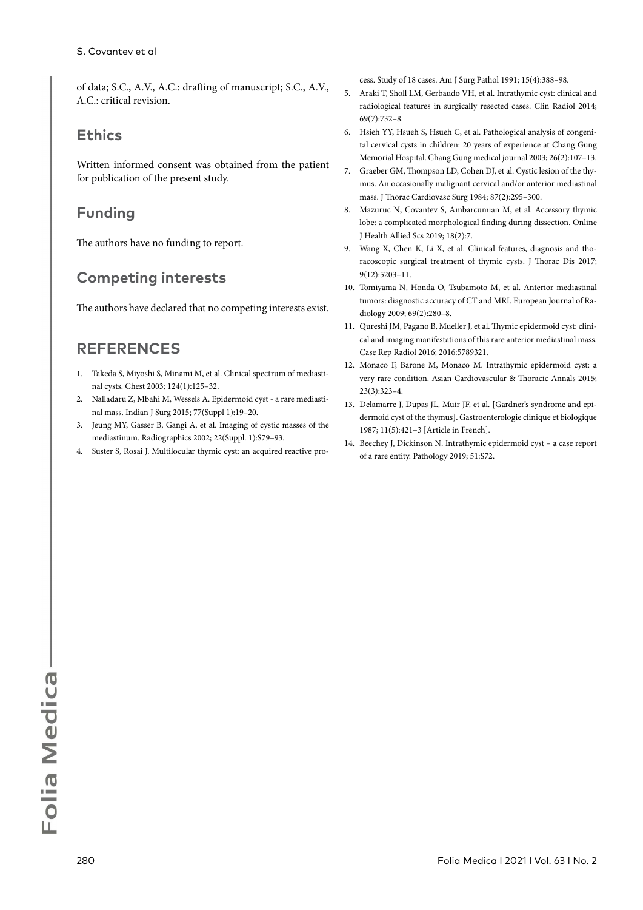of data; S.C., A.V., A.C.: drafting of manuscript; S.C., A.V., A.C.: critical revision.

## Ethics

Written informed consent was obtained from the patient for publication of the present study.

## Funding

The authors have no funding to report.

## Competing interests

The authors have declared that no competing interests exist.

## REFERENCES

1. Takeda S, Miyoshi S, Minami M, et al. Clinical spectrum of mediastinal cysts. Chest 2003; 124(1):125–32.
2. Nalladaru Z, Mbahi M, Wessels A. Epidermoid cyst - a rare mediastinal mass. Indian J Surg 2015; 77(Suppl 1):19–20.
3. Jeung MY, Gasser B, Gangi A, et al. Imaging of cystic masses of the mediastinum. Radiographics 2002; 22(Suppl. 1):S79–93.
4. Suster S, Rosai J. Multilocular thymic cyst: an acquired reactive process. Study of 18 cases. Am J Surg Pathol 1991; 15(4):388–98.
5. Araki T, Sholl LM, Gerbaudo VH, et al. Intrathymic cyst: clinical and radiological features in surgically resected cases. Clin Radiol 2014; 69(7):732–8.
6. Hsieh YY, Hsueh S, Hsueh C, et al. Pathological analysis of congenital cervical cysts in children: 20 years of experience at Chang Gung Memorial Hospital. Chang Gung medical journal 2003; 26(2):107–13.
7. Graeber GM, Thompson LD, Cohen DJ, et al. Cystic lesion of the thymus. An occasionally malignant cervical and/or anterior mediastinal mass. J Thorac Cardiovasc Surg 1984; 87(2):295–300.
8. Mazuruc N, Covantev S, Ambarcumian M, et al. Accessory thymic lobe: a complicated morphological finding during dissection. Online J Health Allied Scs 2019; 18(2):7.
9. Wang X, Chen K, Li X, et al. Clinical features, diagnosis and thoracoscopic surgical treatment of thymic cysts. J Thorac Dis 2017; 9(12):5203–11.
10. Tomiyama N, Honda O, Tsubamoto M, et al. Anterior mediastinal tumors: diagnostic accuracy of CT and MRI. European Journal of Radiology 2009; 69(2):280–8.
11. Qureshi JM, Pagano B, Mueller J, et al. Thymic epidermoid cyst: clinical and imaging manifestations of this rare anterior mediastinal mass. Case Rep Radiol 2016; 2016:5789321.
12. Monaco F, Barone M, Monaco M. Intrathymic epidermoid cyst: a very rare condition. Asian Cardiovascular & Thoracic Annals 2015; 23(3):323–4.
13. Delamarre J, Dupas JL, Muir JF, et al. [Gardner's syndrome and epidermoid cyst of the thymus]. Gastroenterologie clinique et biologique 1987; 11(5):421–3 [Article in French].
14. Beechey J, Dickinson N. Intrathymic epidermoid cyst – a case report of a rare entity. Pathology 2019; 51:S72.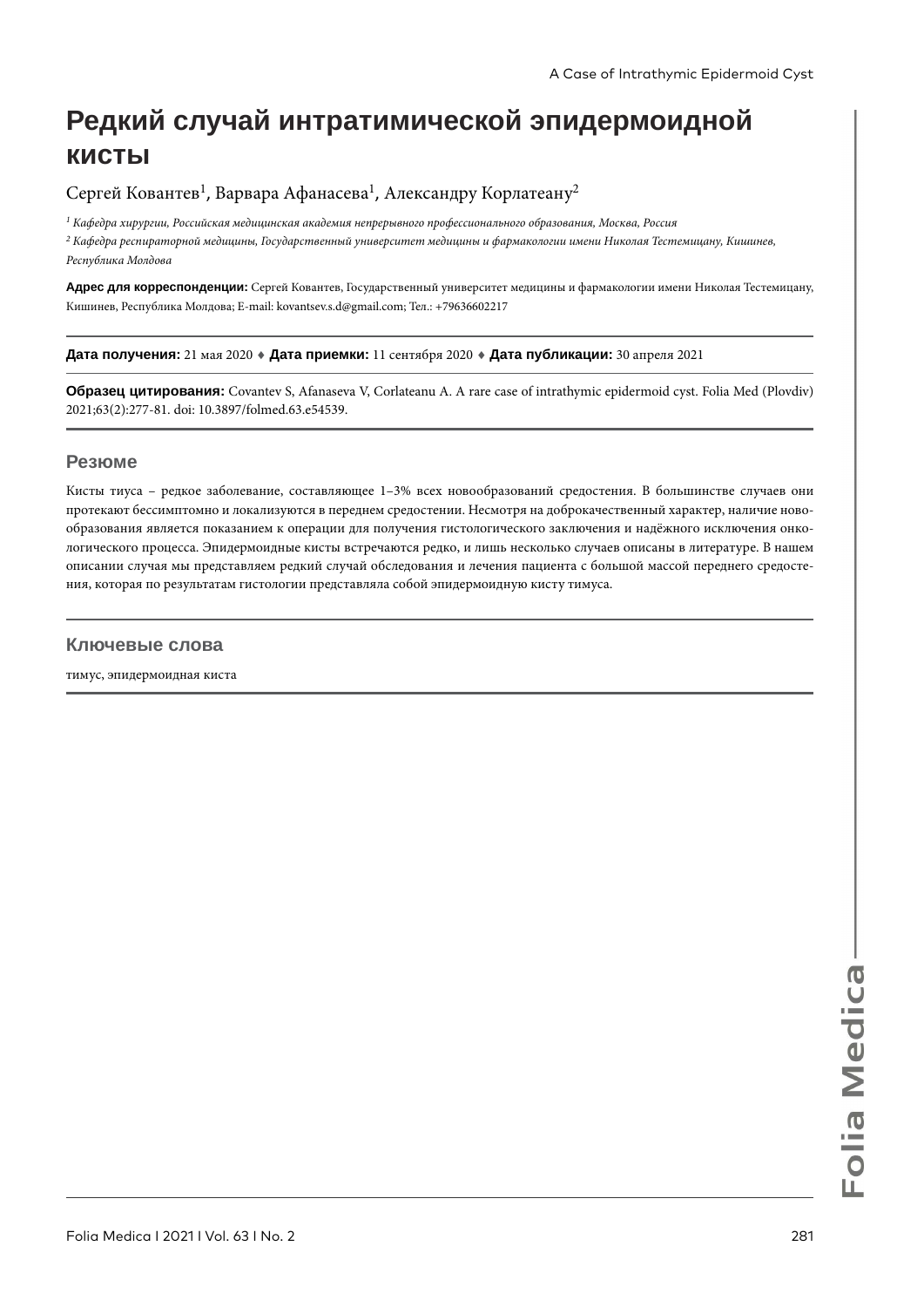# Редкий случай интратимической эпидермоидной кисты

Сергей Ковантев[1], Варвара Афанасева[1], Александру Корлатеану[2]

*[1] Кафедра хирургии, Российская медицинская академия непрерывного профессионального образования, Москва, Россия*

*[2] Кафедра респираторной медицины, Государственный университет медицины и фармакологии имени Николая Тестемицану, Кишинев, Республика Молдова*

**Адрес для корреспонденции:** Сергей Ковантев, Государственный университет медицины и фармакологии имени Николая Тестемицану, Кишинев, Республика Молдова; E-mail: kovantsev.s.d@gmail.com; Тел.: +79636602217

**Дата получения:** 21 мая 2020 ♦ **Дата приемки:** 11 сентября 2020 ♦ **Дата публикации:** 30 апреля 2021

**Образец цитирования:** Covantev S, Afanaseva V, Corlateanu A. A rare case of intrathymic epidermoid cyst. Folia Med (Plovdiv) 2021;63(2):277-81. doi: 10.3897/folmed.63.e54539.

## Резюме

Кисты тиуса – редкое заболевание, составляющее 1–3% всех новообразований средостения. В большинстве случаев они протекают бессимптомно и локализуются в переднем средостении. Несмотря на доброкачественный характер, наличие новообразования является показанием к операции для получения гистологического заключения и надёжного исключения онкологического процесса. Эпидермоидные кисты встречаются редко, и лишь несколько случаев описаны в литературе. В нашем описании случая мы представляем редкий случай обследования и лечения пациента с большой массой переднего средостения, которая по результатам гистологии представляла собой эпидермоидную кисту тимуса.

## Ключевые слова

тимус, эпидермоидная киста